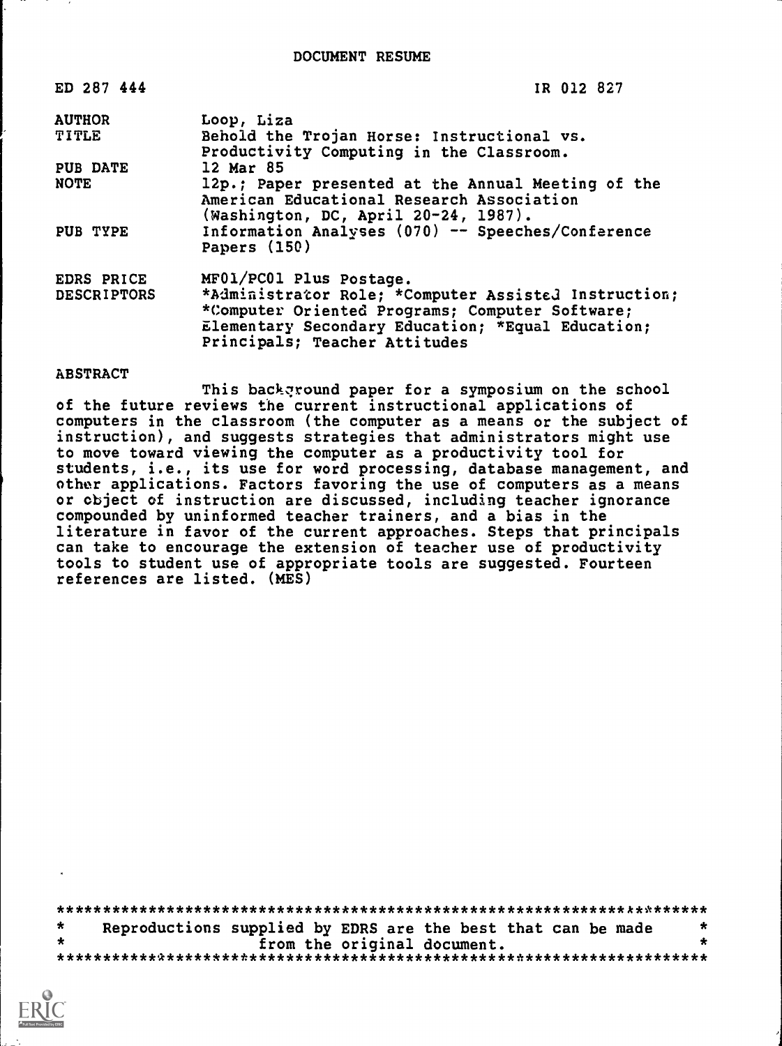DOCUMENT RESUME

| | |
|---|---|
| ED 287 444 | IR 012 827 |
| AUTHOR | Loop, Liza |
| TITLE | Behold the Trojan Horse: Instructional vs. Productivity Computing in the Classroom. |
| PUB DATE | 12 Mar 85 |
| NOTE | 12p.; Paper presented at the Annual Meeting of the American Educational Research Association (Washington, DC, April 20-24, 1987). |
| PUB TYPE | Information Analyses (070) -- Speeches/Conference Papers (150) |
| EDRS PRICE | MF01/PC01 Plus Postage. |
| DESCRIPTORS | *Administrator Role; *Computer Assisted Instruction; *Computer Oriented Programs; Computer Software; Elementary Secondary Education; *Equal Education; Principals; Teacher Attitudes |

ABSTRACT

This background paper for a symposium on the school of the future reviews the current instructional applications of computers in the classroom (the computer as a means or the subject of instruction), and suggests strategies that administrators might use to move toward viewing the computer as a productivity tool for students, i.e., its use for word processing, database management, and other applications. Factors favoring the use of computers as a means or object of instruction are discussed, including teacher ignorance compounded by uninformed teacher trainers, and a bias in the literature in favor of the current approaches. Steps that principals can take to encourage the extension of teacher use of productivity tools to student use of appropriate tools are suggested. Fourteen references are listed. (MES)

***********************************************************************
* Reproductions supplied by EDRS are the best that can be made *
* from the original document. *
***********************************************************************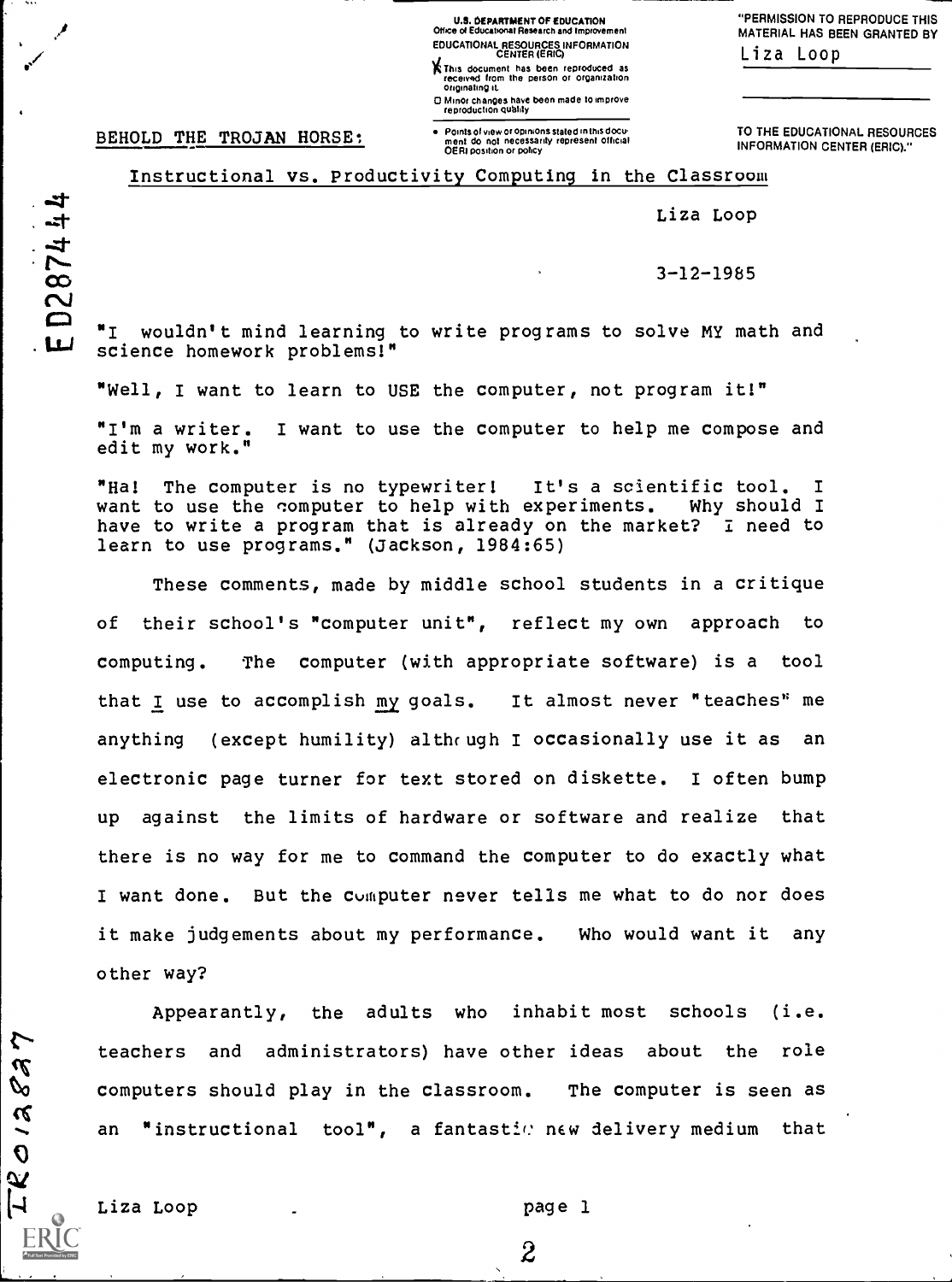U.S. DEPARTMENT OF EDUCATION
Office of Educational Research and Improvement
EDUCATIONAL RESOURCES INFORMATION CENTER (ERIC)

☒ This document has been reproduced as received from the person or organization originating it.

☐ Minor changes have been made to improve reproduction quality

• Points of view or opinions stated in this document do not necessarily represent official OERI position or policy

"PERMISSION TO REPRODUCE THIS MATERIAL HAS BEEN GRANTED BY

Liza Loop

TO THE EDUCATIONAL RESOURCES INFORMATION CENTER (ERIC)."

ED287444

# BEHOLD THE TROJAN HORSE:

## Instructional vs. Productivity Computing in the Classroom

Liza Loop

3-12-1985

"I wouldn't mind learning to write programs to solve MY math and science homework problems!"

"Well, I want to learn to USE the computer, not program it!"

"I'm a writer. I want to use the computer to help me compose and edit my work."

"Ha! The computer is no typewriter! It's a scientific tool. I want to use the computer to help with experiments. Why should I have to write a program that is already on the market? I need to learn to use programs." (Jackson, 1984:65)

These comments, made by middle school students in a critique of their school's "computer unit", reflect my own approach to computing. The computer (with appropriate software) is a tool that I use to accomplish my goals. It almost never "teaches" me anything (except humility) although I occasionally use it as an electronic page turner for text stored on diskette. I often bump up against the limits of hardware or software and realize that there is no way for me to command the computer to do exactly what I want done. But the computer never tells me what to do nor does it make judgements about my performance. Who would want it any other way?

Appearantly, the adults who inhabit most schools (i.e. teachers and administrators) have other ideas about the role computers should play in the classroom. The computer is seen as an "instructional tool", a fantastic new delivery medium that

IR012827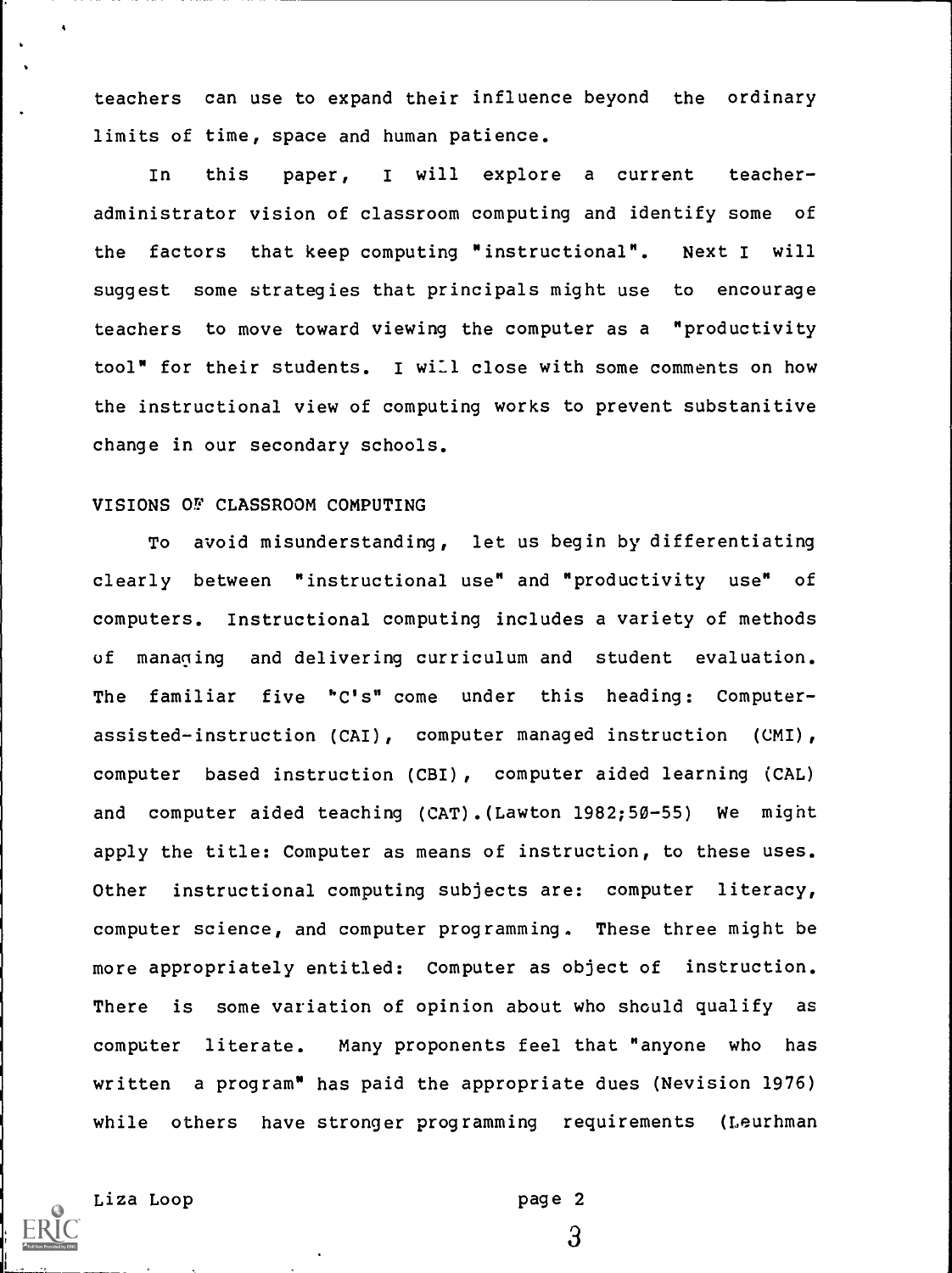teachers can use to expand their influence beyond the ordinary limits of time, space and human patience.

In this paper, I will explore a current teacher-administrator vision of classroom computing and identify some of the factors that keep computing "instructional". Next I will suggest some strategies that principals might use to encourage teachers to move toward viewing the computer as a "productivity tool" for their students. I will close with some comments on how the instructional view of computing works to prevent substanitive change in our secondary schools.

## VISIONS OF CLASSROOM COMPUTING

To avoid misunderstanding, let us begin by differentiating clearly between "instructional use" and "productivity use" of computers. Instructional computing includes a variety of methods of managing and delivering curriculum and student evaluation. The familiar five "C's" come under this heading: Computer-assisted-instruction (CAI), computer managed instruction (CMI), computer based instruction (CBI), computer aided learning (CAL) and computer aided teaching (CAT).(Lawton 1982;50-55) We might apply the title: Computer as means of instruction, to these uses. Other instructional computing subjects are: computer literacy, computer science, and computer programming. These three might be more appropriately entitled: Computer as object of instruction. There is some variation of opinion about who should qualify as computer literate. Many proponents feel that "anyone who has written a program" has paid the appropriate dues (Nevision 1976) while others have stronger programming requirements (Leurhman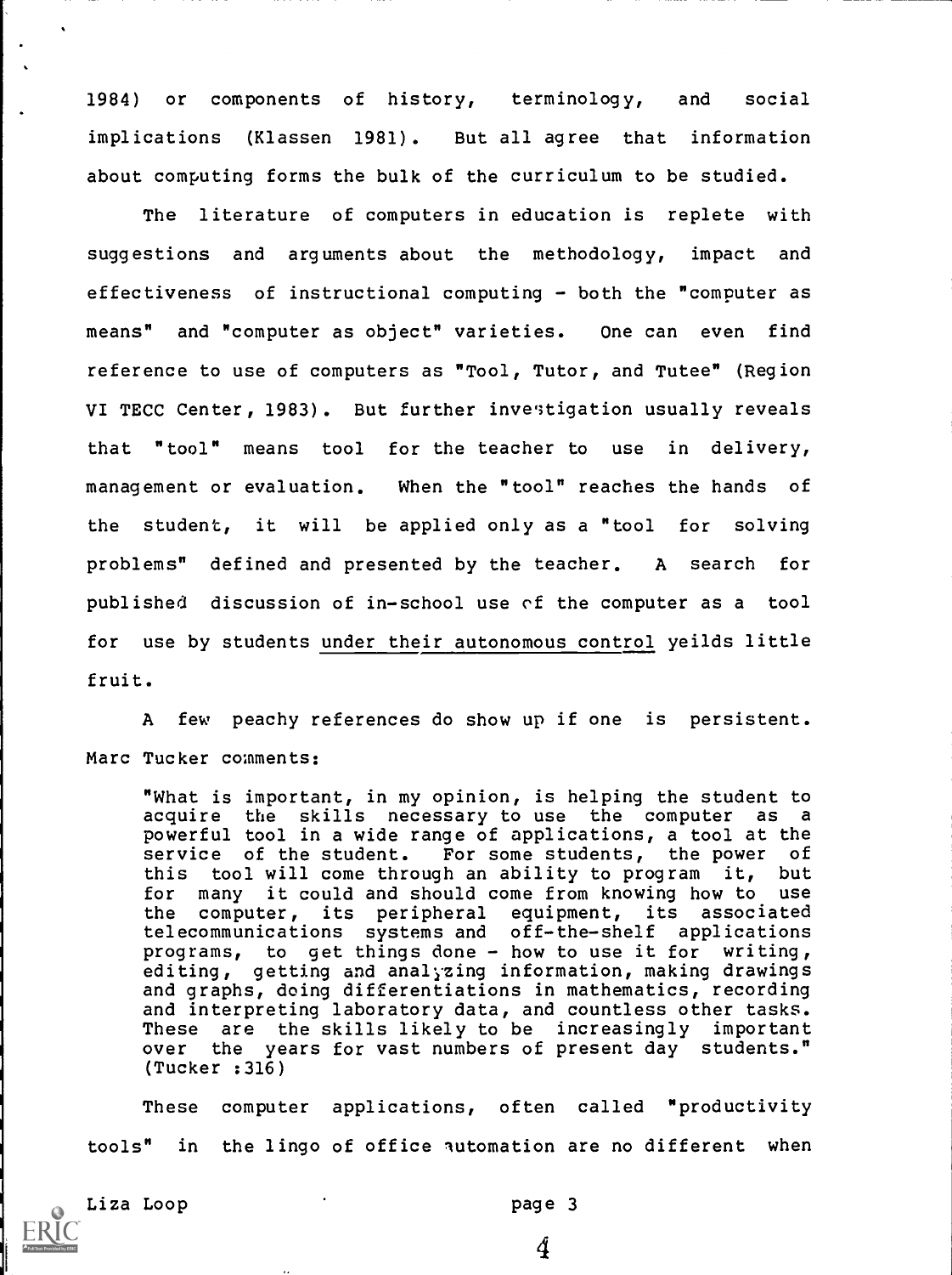1984) or components of history, terminology, and social implications (Klassen 1981). But all agree that information about computing forms the bulk of the curriculum to be studied.

The literature of computers in education is replete with suggestions and arguments about the methodology, impact and effectiveness of instructional computing - both the "computer as means" and "computer as object" varieties. One can even find reference to use of computers as "Tool, Tutor, and Tutee" (Region VI TECC Center, 1983). But further investigation usually reveals that "tool" means tool for the teacher to use in delivery, management or evaluation. When the "tool" reaches the hands of the student, it will be applied only as a "tool for solving problems" defined and presented by the teacher. A search for published discussion of in-school use of the computer as a tool for use by students <u>under their autonomous control</u> yeilds little fruit.

A few peachy references do show up if one is persistent. Marc Tucker comments:

> "What is important, in my opinion, is helping the student to acquire the skills necessary to use the computer as a powerful tool in a wide range of applications, a tool at the service of the student. For some students, the power of this tool will come through an ability to program it, but for many it could and should come from knowing how to use the computer, its peripheral equipment, its associated telecommunications systems and off-the-shelf applications programs, to get things done - how to use it for writing, editing, getting and analyzing information, making drawings and graphs, doing differentiations in mathematics, recording and interpreting laboratory data, and countless other tasks. These are the skills likely to be increasingly important over the years for vast numbers of present day students." (Tucker :316)

These computer applications, often called "productivity tools" in the lingo of office automation are no different when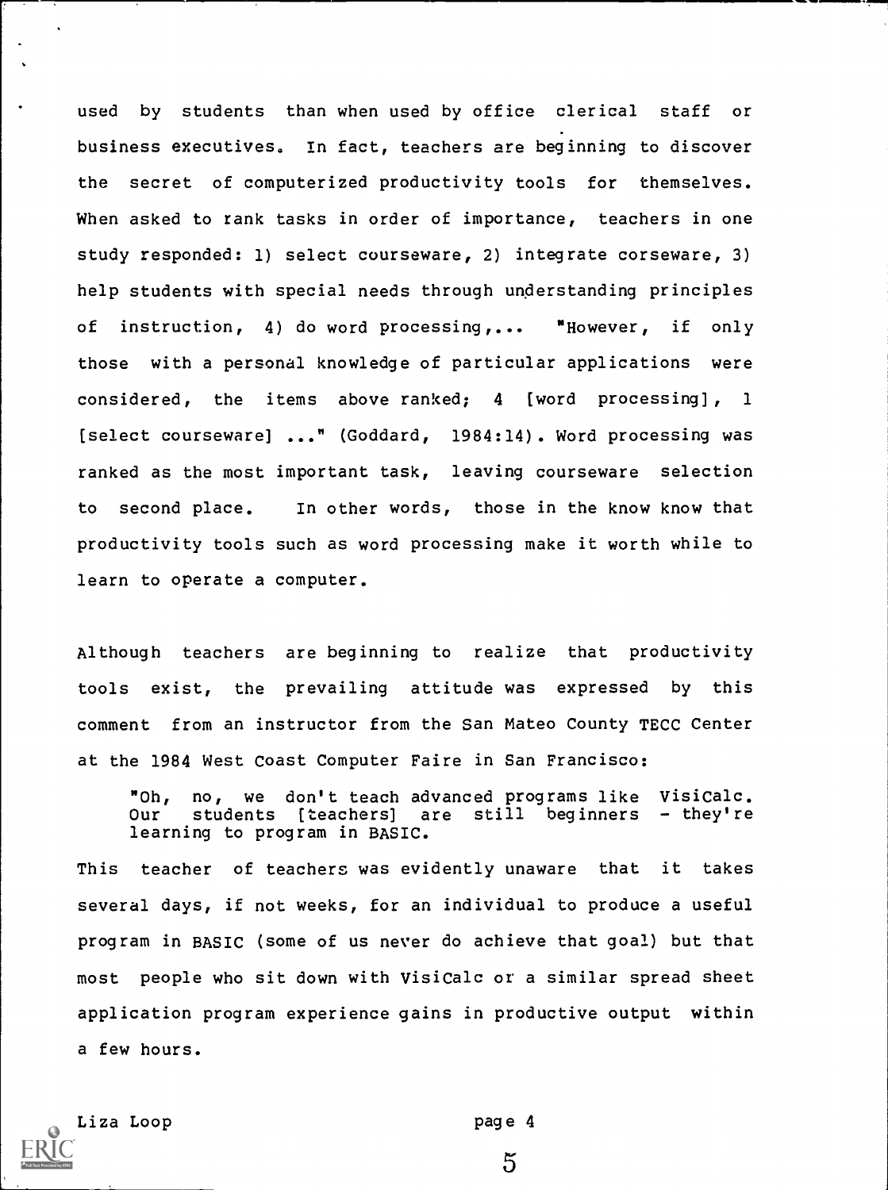used by students than when used by office clerical staff or business executives. In fact, teachers are beginning to discover the secret of computerized productivity tools for themselves. When asked to rank tasks in order of importance, teachers in one study responded: 1) select courseware, 2) integrate corseware, 3) help students with special needs through understanding principles of instruction, 4) do word processing,... "However, if only those with a personal knowledge of particular applications were considered, the items above ranked; 4 [word processing], 1 [select courseware] ..." (Goddard, 1984:14). Word processing was ranked as the most important task, leaving courseware selection to second place. In other words, those in the know know that productivity tools such as word processing make it worth while to learn to operate a computer.

Although teachers are beginning to realize that productivity tools exist, the prevailing attitude was expressed by this comment from an instructor from the San Mateo County TECC Center at the 1984 West Coast Computer Faire in San Francisco:

> "Oh, no, we don't teach advanced programs like VisiCalc. Our students [teachers] are still beginners - they're learning to program in BASIC.

This teacher of teachers was evidently unaware that it takes several days, if not weeks, for an individual to produce a useful program in BASIC (some of us never do achieve that goal) but that most people who sit down with VisiCalc or a similar spread sheet application program experience gains in productive output within a few hours.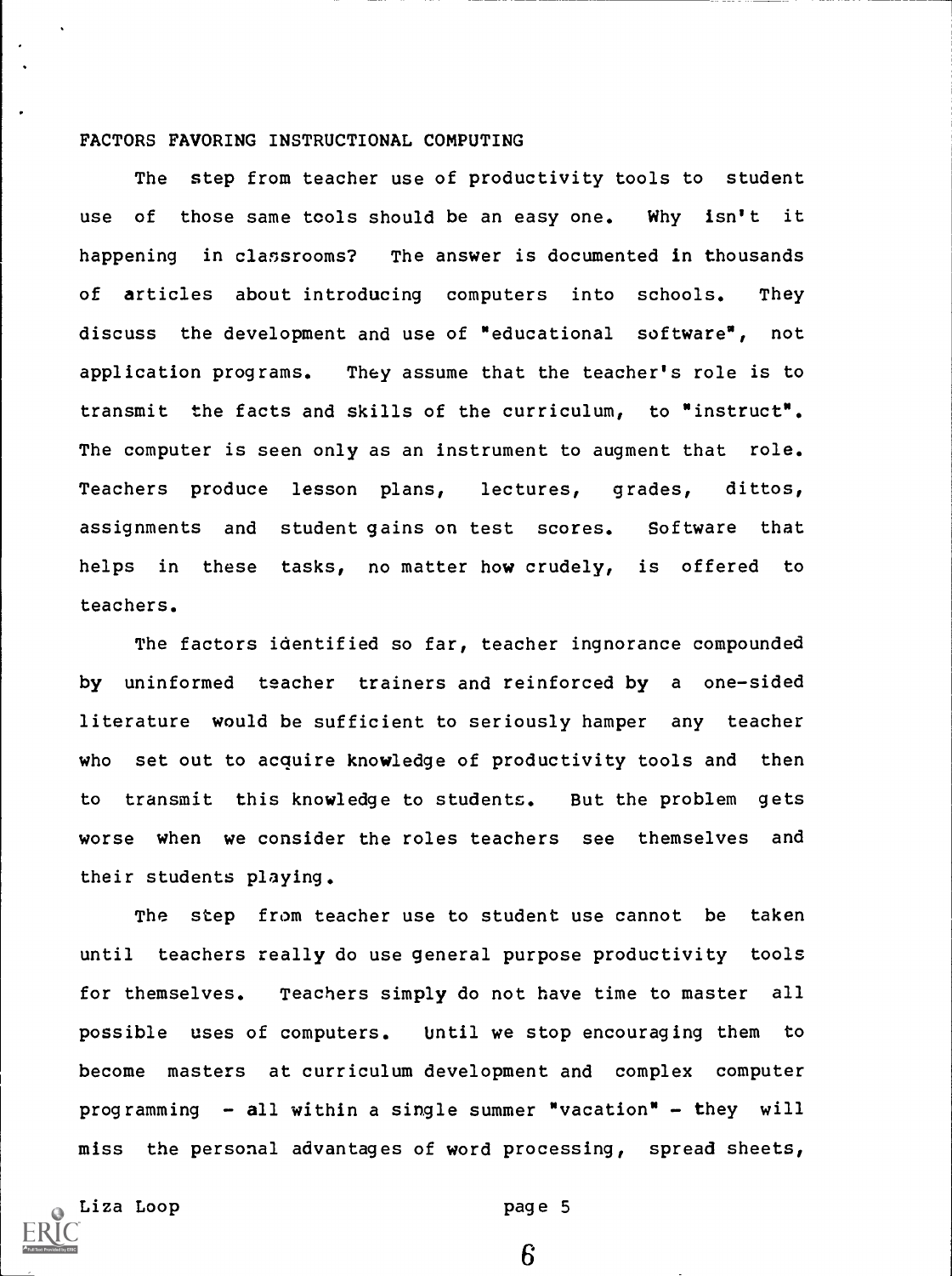## FACTORS FAVORING INSTRUCTIONAL COMPUTING

The step from teacher use of productivity tools to student use of those same tools should be an easy one. Why isn't it happening in classrooms? The answer is documented in thousands of articles about introducing computers into schools. They discuss the development and use of "educational software", not application programs. They assume that the teacher's role is to transmit the facts and skills of the curriculum, to "instruct". The computer is seen only as an instrument to augment that role. Teachers produce lesson plans, lectures, grades, dittos, assignments and student gains on test scores. Software that helps in these tasks, no matter how crudely, is offered to teachers.

The factors identified so far, teacher ingnorance compounded by uninformed teacher trainers and reinforced by a one-sided literature would be sufficient to seriously hamper any teacher who set out to acquire knowledge of productivity tools and then to transmit this knowledge to students. But the problem gets worse when we consider the roles teachers see themselves and their students playing.

The step from teacher use to student use cannot be taken until teachers really do use general purpose productivity tools for themselves. Teachers simply do not have time to master all possible uses of computers. Until we stop encouraging them to become masters at curriculum development and complex computer programming - all within a single summer "vacation" - they will miss the personal advantages of word processing, spread sheets,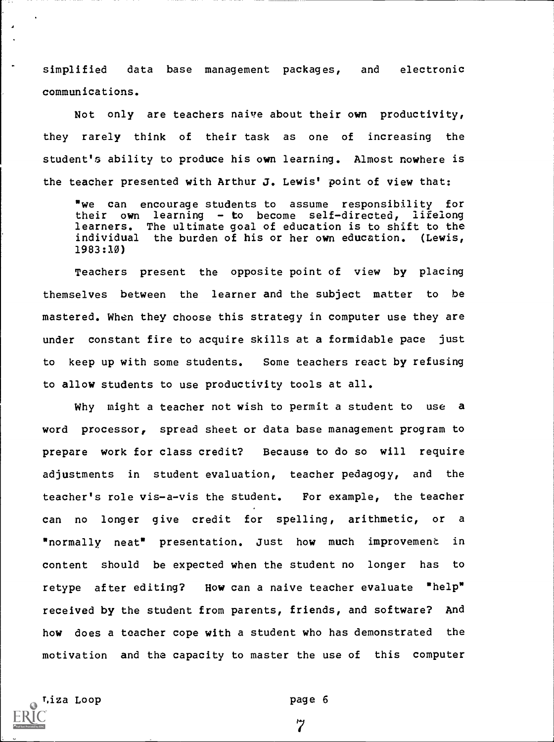simplified data base management packages, and electronic communications.

Not only are teachers naive about their own productivity, they rarely think of their task as one of increasing the student's ability to produce his own learning. Almost nowhere is the teacher presented with Arthur J. Lewis' point of view that:

> "we can encourage students to assume responsibility for their own learning - to become self-directed, lifelong learners. The ultimate goal of education is to shift to the individual the burden of his or her own education. (Lewis, 1983:10)

Teachers present the opposite point of view by placing themselves between the learner and the subject matter to be mastered. When they choose this strategy in computer use they are under constant fire to acquire skills at a formidable pace just to keep up with some students. Some teachers react by refusing to allow students to use productivity tools at all.

Why might a teacher not wish to permit a student to use a word processor, spread sheet or data base management program to prepare work for class credit? Because to do so will require adjustments in student evaluation, teacher pedagogy, and the teacher's role vis-a-vis the student. For example, the teacher can no longer give credit for spelling, arithmetic, or a "normally neat" presentation. Just how much improvement in content should be expected when the student no longer has to retype after editing? How can a naive teacher evaluate "help" received by the student from parents, friends, and software? And how does a teacher cope with a student who has demonstrated the motivation and the capacity to master the use of this computer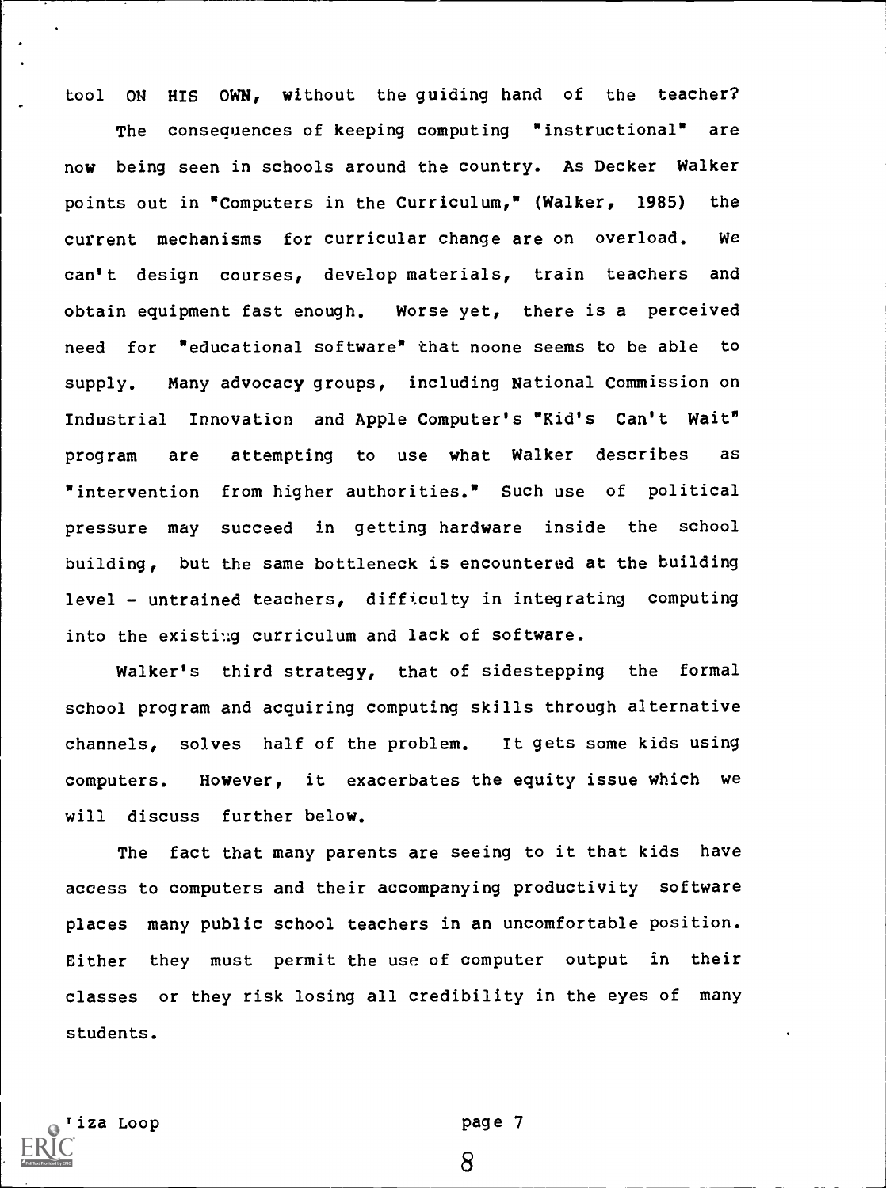tool ON HIS OWN, without the guiding hand of the teacher?

The consequences of keeping computing "instructional" are now being seen in schools around the country. As Decker Walker points out in "Computers in the Curriculum," (Walker, 1985) the current mechanisms for curricular change are on overload. We can't design courses, develop materials, train teachers and obtain equipment fast enough. Worse yet, there is a perceived need for "educational software" that noone seems to be able to supply. Many advocacy groups, including National Commission on Industrial Innovation and Apple Computer's "Kid's Can't Wait" program are attempting to use what Walker describes as "intervention from higher authorities." Such use of political pressure may succeed in getting hardware inside the school building, but the same bottleneck is encountered at the building level - untrained teachers, difficulty in integrating computing into the existing curriculum and lack of software.

Walker's third strategy, that of sidestepping the formal school program and acquiring computing skills through alternative channels, solves half of the problem. It gets some kids using computers. However, it exacerbates the equity issue which we will discuss further below.

The fact that many parents are seeing to it that kids have access to computers and their accompanying productivity software places many public school teachers in an uncomfortable position. Either they must permit the use of computer output in their classes or they risk losing all credibility in the eyes of many students.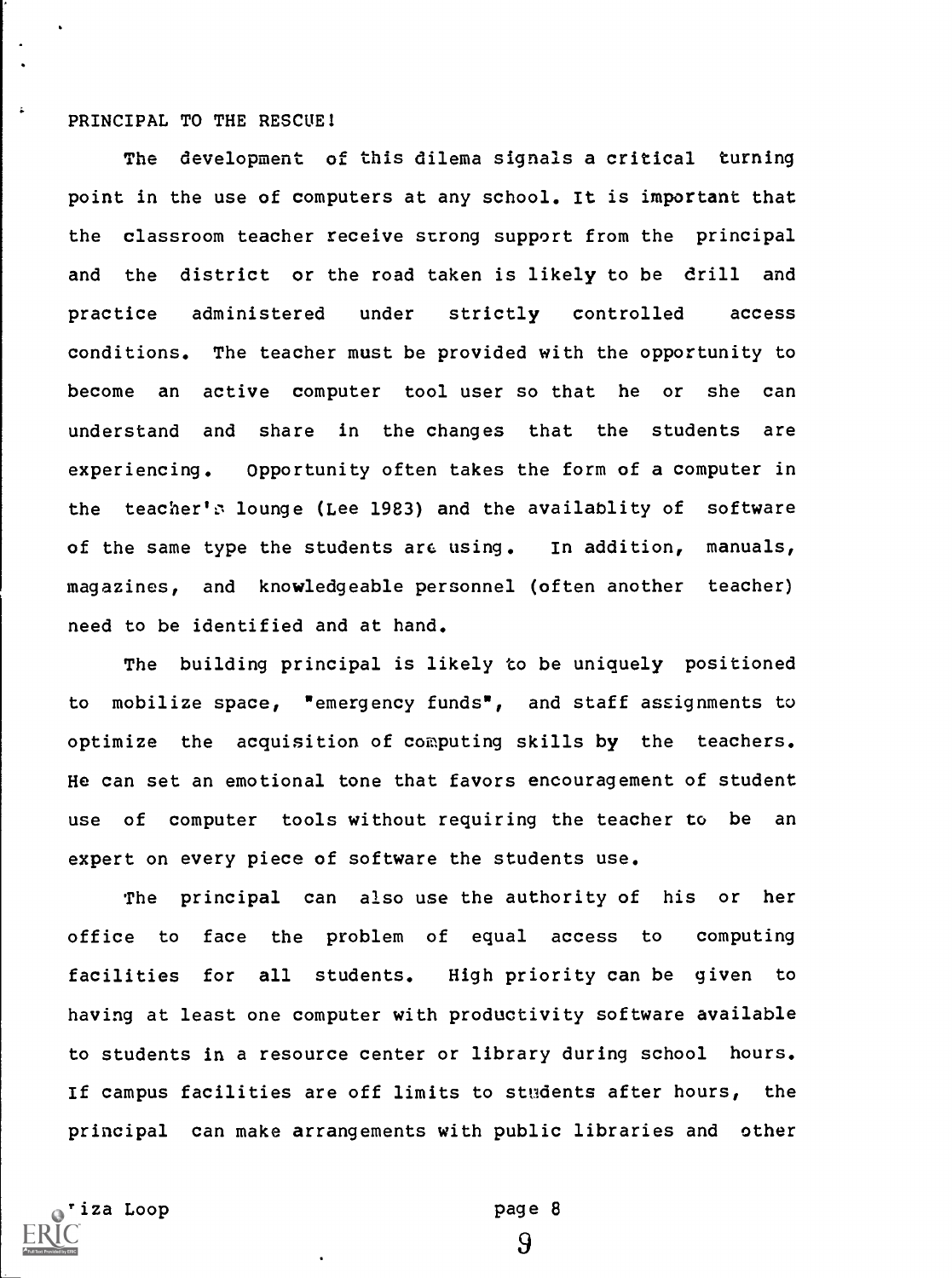PRINCIPAL TO THE RESCUE!

The development of this dilema signals a critical turning point in the use of computers at any school. It is important that the classroom teacher receive strong support from the principal and the district or the road taken is likely to be drill and practice administered under strictly controlled access conditions. The teacher must be provided with the opportunity to become an active computer tool user so that he or she can understand and share in the changes that the students are experiencing. Opportunity often takes the form of a computer in the teacher's lounge (Lee 1983) and the availablity of software of the same type the students are using. In addition, manuals, magazines, and knowledgeable personnel (often another teacher) need to be identified and at hand.

The building principal is likely to be uniquely positioned to mobilize space, "emergency funds", and staff assignments to optimize the acquisition of computing skills by the teachers. He can set an emotional tone that favors encouragement of student use of computer tools without requiring the teacher to be an expert on every piece of software the students use.

The principal can also use the authority of his or her office to face the problem of equal access to computing facilities for all students. High priority can be given to having at least one computer with productivity software available to students in a resource center or library during school hours. If campus facilities are off limits to students after hours, the principal can make arrangements with public libraries and other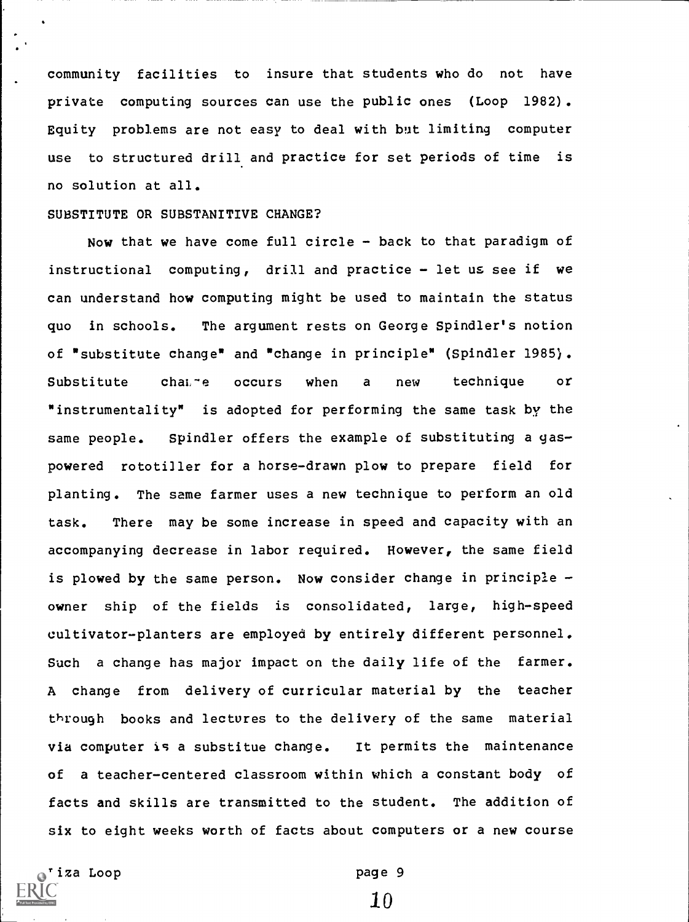community facilities to insure that students who do not have private computing sources can use the public ones (Loop 1982). Equity problems are not easy to deal with but limiting computer use to structured drill and practice for set periods of time is no solution at all.

SUBSTITUTE OR SUBSTANITIVE CHANGE?

Now that we have come full circle - back to that paradigm of instructional computing, drill and practice - let us see if we can understand how computing might be used to maintain the status quo in schools. The argument rests on George Spindler's notion of "substitute change" and "change in principle" (Spindler 1985). Substitute change occurs when a new technique or "instrumentality" is adopted for performing the same task by the same people. Spindler offers the example of substituting a gas-powered rototiller for a horse-drawn plow to prepare field for planting. The same farmer uses a new technique to perform an old task. There may be some increase in speed and capacity with an accompanying decrease in labor required. However, the same field is plowed by the same person. Now consider change in principle - owner ship of the fields is consolidated, large, high-speed cultivator-planters are employed by entirely different personnel. Such a change has major impact on the daily life of the farmer. A change from delivery of curricular material by the teacher through books and lectures to the delivery of the same material via computer is a substitue change. It permits the maintenance of a teacher-centered classroom within which a constant body of facts and skills are transmitted to the student. The addition of six to eight weeks worth of facts about computers or a new course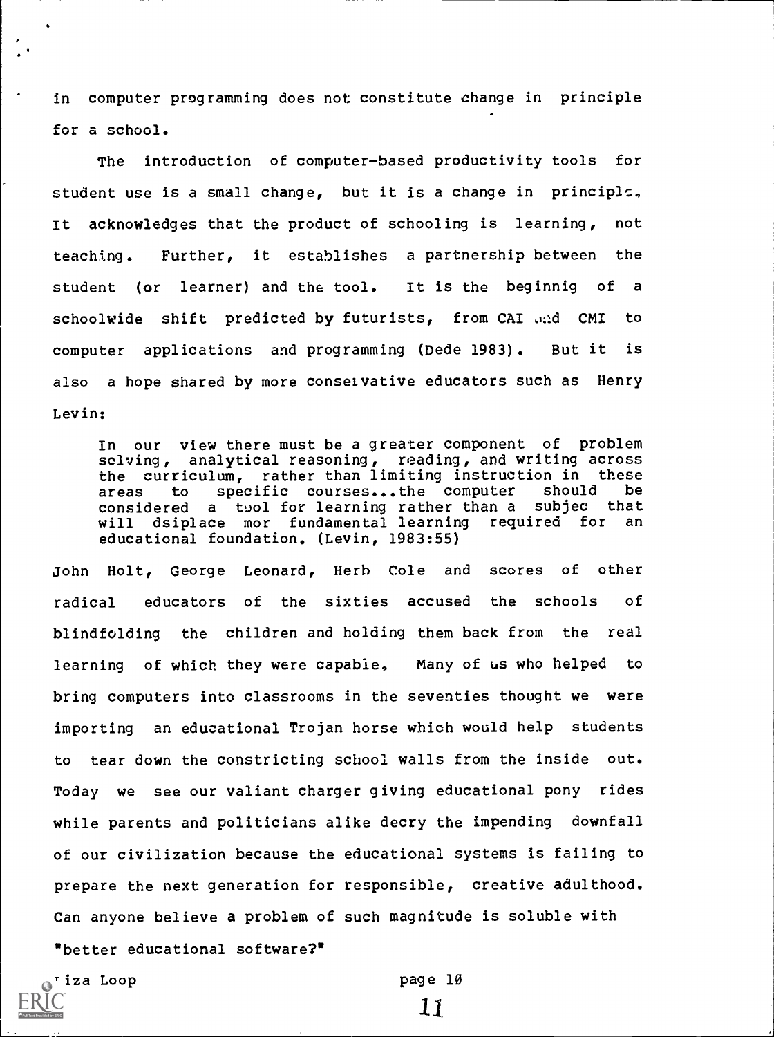in computer programming does not constitute change in principle for a school.

The introduction of computer-based productivity tools for student use is a small change, but it is a change in principle. It acknowledges that the product of schooling is learning, not teaching. Further, it establishes a partnership between the student (or learner) and the tool. It is the beginnig of a schoolwide shift predicted by futurists, from CAI and CMI to computer applications and programming (Dede 1983). But it is also a hope shared by more conservative educators such as Henry Levin:

> In our view there must be a greater component of problem solving, analytical reasoning, reading, and writing across the curriculum, rather than limiting instruction in these areas to specific courses...the computer should be considered a tool for learning rather than a subjec that will dsiplace mor fundamental learning required for an educational foundation. (Levin, 1983:55)

John Holt, George Leonard, Herb Cole and scores of other radical educators of the sixties accused the schools of blindfolding the children and holding them back from the real learning of which they were capable. Many of us who helped to bring computers into classrooms in the seventies thought we were importing an educational Trojan horse which would help students to tear down the constricting school walls from the inside out. Today we see our valiant charger giving educational pony rides while parents and politicians alike decry the impending downfall of our civilization because the educational systems is failing to prepare the next generation for responsible, creative adulthood. Can anyone believe a problem of such magnitude is soluble with "better educational software?"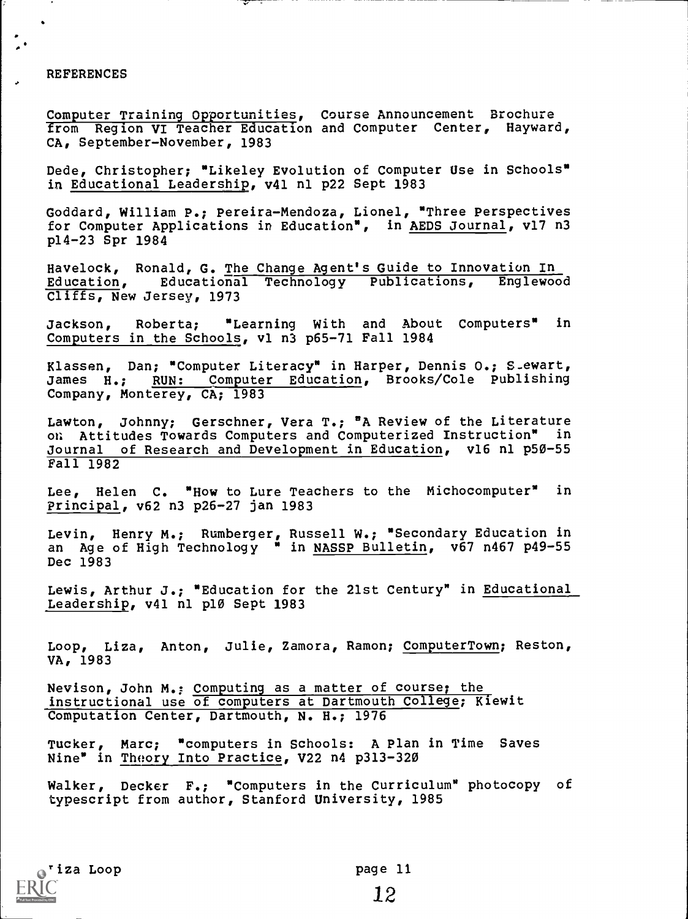REFERENCES

Computer Training Opportunities, Course Announcement Brochure from Region VI Teacher Education and Computer Center, Hayward, CA, September-November, 1983

Dede, Christopher; "Likeley Evolution of Computer Use in Schools" in Educational Leadership, v41 n1 p22 Sept 1983

Goddard, William P.; Pereira-Mendoza, Lionel, "Three Perspectives for Computer Applications in Education", in AEDS Journal, v17 n3 p14-23 Spr 1984

Havelock, Ronald, G. The Change Agent's Guide to Innovation In Education, Educational Technology Publications, Englewood Cliffs, New Jersey, 1973

Jackson, Roberta; "Learning With and About Computers" in Computers in the Schools, v1 n3 p65-71 Fall 1984

Klassen, Dan; "Computer Literacy" in Harper, Dennis O.; Stewart, James H.; RUN: Computer Education, Brooks/Cole Publishing Company, Monterey, CA; 1983

Lawton, Johnny; Gerschner, Vera T.; "A Review of the Literature on Attitudes Towards Computers and Computerized Instruction" in Journal of Research and Development in Education, v16 n1 p50-55 Fall 1982

Lee, Helen C. "How to Lure Teachers to the Michocomputer" in Principal, v62 n3 p26-27 jan 1983

Levin, Henry M.; Rumberger, Russell W.; "Secondary Education in an Age of High Technology " in NASSP Bulletin, v67 n467 p49-55 Dec 1983

Lewis, Arthur J.; "Education for the 21st Century" in Educational Leadership, v41 n1 p10 Sept 1983

Loop, Liza, Anton, Julie, Zamora, Ramon; ComputerTown; Reston, VA, 1983

Nevison, John M.; Computing as a matter of course; the instructional use of computers at Dartmouth College; Kiewit Computation Center, Dartmouth, N. H.; 1976

Tucker, Marc; "computers in Schools: A Plan in Time Saves Nine" in Theory Into Practice, V22 n4 p313-320

Walker, Decker F.; "Computers in the Curriculum" photocopy of typescript from author, Stanford University, 1985